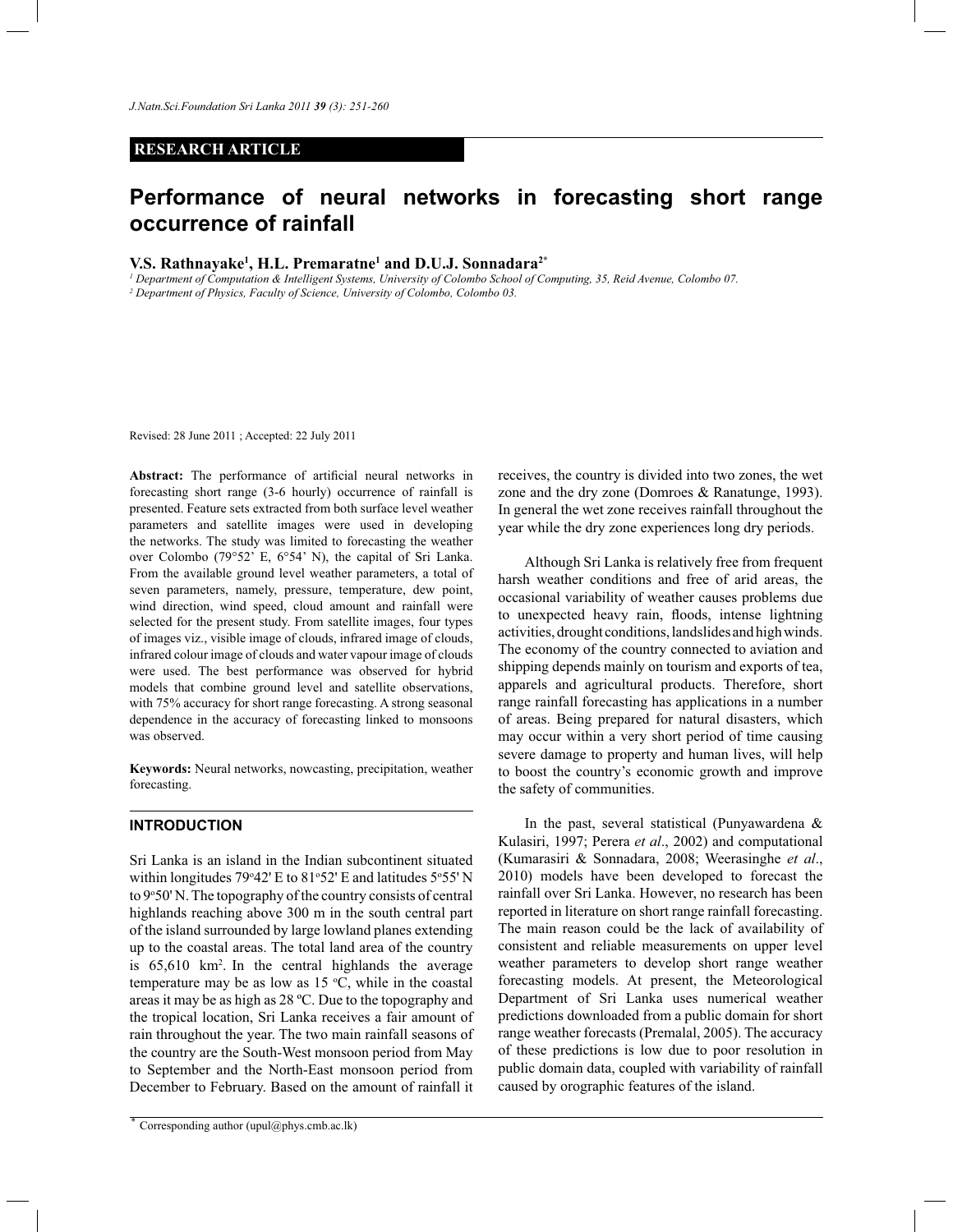**RESEARCH ARTICLE**

# Performance of neural networks in forecasting short range occurrence of rainfall

**V.S. Rathnayake[1], H.L. Premaratne[1] and D.U.J. Sonnadara[2*]**

[1] *Department of Computation & Intelligent Systems, University of Colombo School of Computing, 35, Reid Avenue, Colombo 07.*

[2] *Department of Physics, Faculty of Science, University of Colombo, Colombo 03.*

Revised: 28 June 2011 ; Accepted: 22 July 2011

**Abstract:** The performance of artificial neural networks in forecasting short range (3-6 hourly) occurrence of rainfall is presented. Feature sets extracted from both surface level weather parameters and satellite images were used in developing the networks. The study was limited to forecasting the weather over Colombo (79°52' E, 6°54' N), the capital of Sri Lanka. From the available ground level weather parameters, a total of seven parameters, namely, pressure, temperature, dew point, wind direction, wind speed, cloud amount and rainfall were selected for the present study. From satellite images, four types of images viz., visible image of clouds, infrared image of clouds, infrared colour image of clouds and water vapour image of clouds were used. The best performance was observed for hybrid models that combine ground level and satellite observations, with 75% accuracy for short range forecasting. A strong seasonal dependence in the accuracy of forecasting linked to monsoons was observed.

**Keywords:** Neural networks, nowcasting, precipitation, weather forecasting.

## INTRODUCTION

Sri Lanka is an island in the Indian subcontinent situated within longitudes 79°42' E to 81°52' E and latitudes 5°55' N to 9°50' N. The topography of the country consists of central highlands reaching above 300 m in the south central part of the island surrounded by large lowland planes extending up to the coastal areas. The total land area of the country is 65,610 km$^2$. In the central highlands the average temperature may be as low as 15 °C, while in the coastal areas it may be as high as 28 ºC. Due to the topography and the tropical location, Sri Lanka receives a fair amount of rain throughout the year. The two main rainfall seasons of the country are the South-West monsoon period from May to September and the North-East monsoon period from December to February. Based on the amount of rainfall it receives, the country is divided into two zones, the wet zone and the dry zone (Domroes & Ranatunge, 1993). In general the wet zone receives rainfall throughout the year while the dry zone experiences long dry periods.

Although Sri Lanka is relatively free from frequent harsh weather conditions and free of arid areas, the occasional variability of weather causes problems due to unexpected heavy rain, floods, intense lightning activities, drought conditions, landslides and high winds. The economy of the country connected to aviation and shipping depends mainly on tourism and exports of tea, apparels and agricultural products. Therefore, short range rainfall forecasting has applications in a number of areas. Being prepared for natural disasters, which may occur within a very short period of time causing severe damage to property and human lives, will help to boost the country's economic growth and improve the safety of communities.

In the past, several statistical (Punyawardena & Kulasiri, 1997; Perera *et al*., 2002) and computational (Kumarasiri & Sonnadara, 2008; Weerasinghe *et al*., 2010) models have been developed to forecast the rainfall over Sri Lanka. However, no research has been reported in literature on short range rainfall forecasting. The main reason could be the lack of availability of consistent and reliable measurements on upper level weather parameters to develop short range weather forecasting models. At present, the Meteorological Department of Sri Lanka uses numerical weather predictions downloaded from a public domain for short range weather forecasts (Premalal, 2005). The accuracy of these predictions is low due to poor resolution in public domain data, coupled with variability of rainfall caused by orographic features of the island.

* Corresponding author (upul@phys.cmb.ac.lk)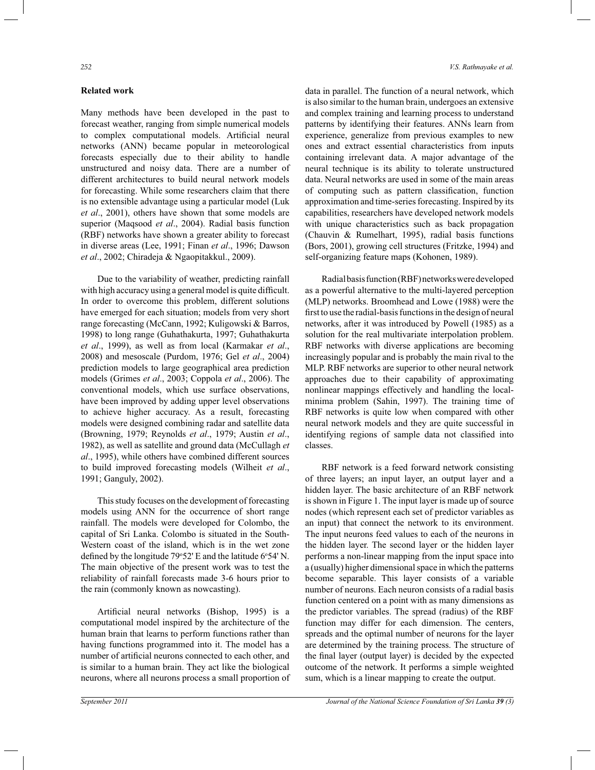## Related work

Many methods have been developed in the past to forecast weather, ranging from simple numerical models to complex computational models. Artificial neural networks (ANN) became popular in meteorological forecasts especially due to their ability to handle unstructured and noisy data. There are a number of different architectures to build neural network models for forecasting. While some researchers claim that there is no extensible advantage using a particular model (Luk *et al*., 2001), others have shown that some models are superior (Maqsood *et al*., 2004). Radial basis function (RBF) networks have shown a greater ability to forecast in diverse areas (Lee, 1991; Finan *et al*., 1996; Dawson *et al*., 2002; Chiradeja & Ngaopitakkul., 2009).

Due to the variability of weather, predicting rainfall with high accuracy using a general model is quite difficult. In order to overcome this problem, different solutions have emerged for each situation; models from very short range forecasting (McCann, 1992; Kuligowski & Barros, 1998) to long range (Guhathakurta, 1997; Guhathakurta *et al*., 1999), as well as from local (Karmakar *et al*., 2008) and mesoscale (Purdom, 1976; Gel *et al*., 2004) prediction models to large geographical area prediction models (Grimes *et al*., 2003; Coppola *et al*., 2006). The conventional models, which use surface observations, have been improved by adding upper level observations to achieve higher accuracy. As a result, forecasting models were designed combining radar and satellite data (Browning, 1979; Reynolds *et al*., 1979; Austin *et al*., 1982), as well as satellite and ground data (McCullagh *et al*., 1995), while others have combined different sources to build improved forecasting models (Wilheit *et al*., 1991; Ganguly, 2002).

This study focuses on the development of forecasting models using ANN for the occurrence of short range rainfall. The models were developed for Colombo, the capital of Sri Lanka. Colombo is situated in the South-Western coast of the island, which is in the wet zone defined by the longitude 79°52' E and the latitude 6°54' N. The main objective of the present work was to test the reliability of rainfall forecasts made 3-6 hours prior to the rain (commonly known as nowcasting).

Artificial neural networks (Bishop, 1995) is a computational model inspired by the architecture of the human brain that learns to perform functions rather than having functions programmed into it. The model has a number of artificial neurons connected to each other, and is similar to a human brain. They act like the biological neurons, where all neurons process a small proportion of data in parallel. The function of a neural network, which is also similar to the human brain, undergoes an extensive and complex training and learning process to understand patterns by identifying their features. ANNs learn from experience, generalize from previous examples to new ones and extract essential characteristics from inputs containing irrelevant data. A major advantage of the neural technique is its ability to tolerate unstructured data. Neural networks are used in some of the main areas of computing such as pattern classification, function approximation and time-series forecasting. Inspired by its capabilities, researchers have developed network models with unique characteristics such as back propagation (Chauvin & Rumelhart, 1995), radial basis functions (Bors, 2001), growing cell structures (Fritzke, 1994) and self-organizing feature maps (Kohonen, 1989).

Radial basis function (RBF) networks were developed as a powerful alternative to the multi-layered perception (MLP) networks. Broomhead and Lowe (1988) were the first to use the radial-basis functions in the design of neural networks, after it was introduced by Powell (1985) as a solution for the real multivariate interpolation problem. RBF networks with diverse applications are becoming increasingly popular and is probably the main rival to the MLP. RBF networks are superior to other neural network approaches due to their capability of approximating nonlinear mappings effectively and handling the local-minima problem (Sahin, 1997). The training time of RBF networks is quite low when compared with other neural network models and they are quite successful in identifying regions of sample data not classified into classes.

RBF network is a feed forward network consisting of three layers; an input layer, an output layer and a hidden layer. The basic architecture of an RBF network is shown in Figure 1. The input layer is made up of source nodes (which represent each set of predictor variables as an input) that connect the network to its environment. The input neurons feed values to each of the neurons in the hidden layer. The second layer or the hidden layer performs a non-linear mapping from the input space into a (usually) higher dimensional space in which the patterns become separable. This layer consists of a variable number of neurons. Each neuron consists of a radial basis function centered on a point with as many dimensions as the predictor variables. The spread (radius) of the RBF function may differ for each dimension. The centers, spreads and the optimal number of neurons for the layer are determined by the training process. The structure of the final layer (output layer) is decided by the expected outcome of the network. It performs a simple weighted sum, which is a linear mapping to create the output.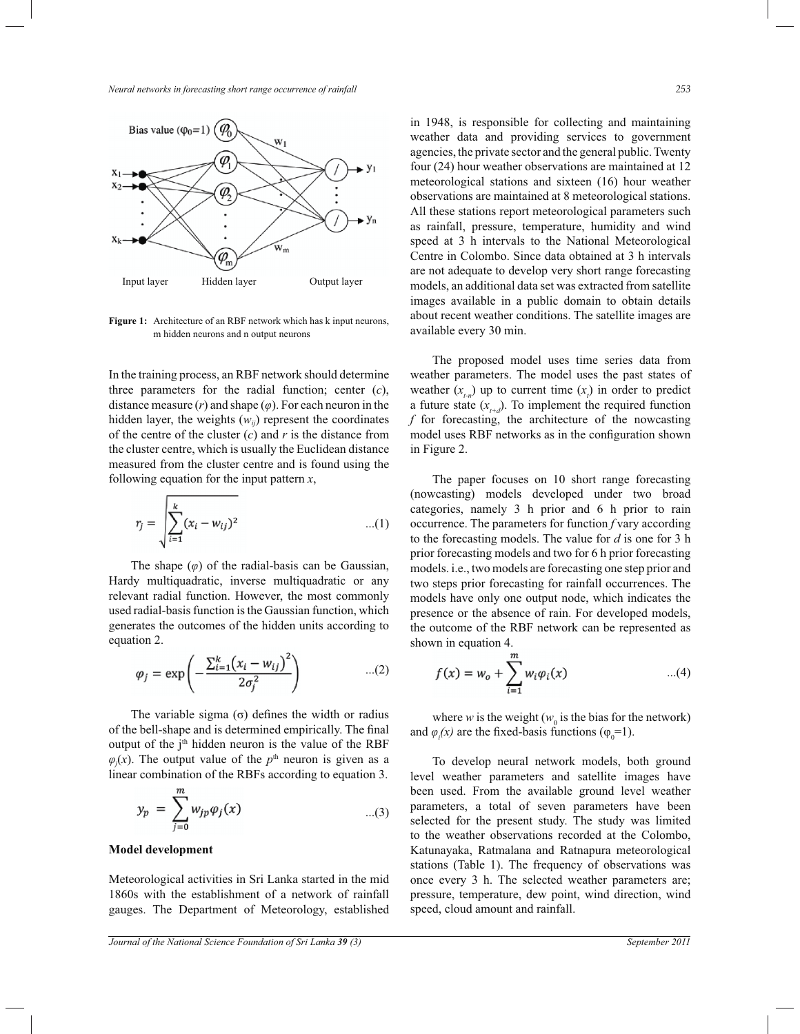Bias value ($\varphi_0$=1)

Input layer Hidden layer Output layer

**Figure 1:** Architecture of an RBF network which has k input neurons, m hidden neurons and n output neurons

In the training process, an RBF network should determine three parameters for the radial function; center ($c$), distance measure ($r$) and shape ($\varphi$). For each neuron in the hidden layer, the weights ($w_{ij}$) represent the coordinates of the centre of the cluster ($c$) and $r$ is the distance from the cluster centre, which is usually the Euclidean distance measured from the cluster centre and is found using the following equation for the input pattern $x$,

$$r_j = \sqrt{\sum_{i=1}^{k}(x_i - w_{ij})^2} \quad ...(1)$$

The shape ($\varphi$) of the radial-basis can be Gaussian, Hardy multiquadratic, inverse multiquadratic or any relevant radial function. However, the most commonly used radial-basis function is the Gaussian function, which generates the outcomes of the hidden units according to equation 2.

$$\varphi_j = \exp\left(-\frac{\sum_{i=1}^{k}(x_i - w_{ij})^2}{2\sigma_j^2}\right) \quad ...(2)$$

The variable sigma ($\sigma$) defines the width or radius of the bell-shape and is determined empirically. The final output of the j[th] hidden neuron is the value of the RBF $\varphi_j(x)$. The output value of the $p^{th}$ neuron is given as a linear combination of the RBFs according to equation 3.

$$y_p = \sum_{j=0}^{m} w_{jp}\varphi_j(x) \quad ...(3)$$

## Model development

Meteorological activities in Sri Lanka started in the mid 1860s with the establishment of a network of rainfall gauges. The Department of Meteorology, established in 1948, is responsible for collecting and maintaining weather data and providing services to government agencies, the private sector and the general public. Twenty four (24) hour weather observations are maintained at 12 meteorological stations and sixteen (16) hour weather observations are maintained at 8 meteorological stations. All these stations report meteorological parameters such as rainfall, pressure, temperature, humidity and wind speed at 3 h intervals to the National Meteorological Centre in Colombo. Since data obtained at 3 h intervals are not adequate to develop very short range forecasting models, an additional data set was extracted from satellite images available in a public domain to obtain details about recent weather conditions. The satellite images are available every 30 min.

The proposed model uses time series data from weather parameters. The model uses the past states of weather ($x_{t-n}$) up to current time ($x_t$) in order to predict a future state ($x_{t+d}$). To implement the required function $f$ for forecasting, the architecture of the nowcasting model uses RBF networks as in the configuration shown in Figure 2.

The paper focuses on 10 short range forecasting (nowcasting) models developed under two broad categories, namely 3 h prior and 6 h prior to rain occurrence. The parameters for function $f$ vary according to the forecasting models. The value for $d$ is one for 3 h prior forecasting models and two for 6 h prior forecasting models. i.e., two models are forecasting one step prior and two steps prior forecasting for rainfall occurrences. The models have only one output node, which indicates the presence or the absence of rain. For developed models, the outcome of the RBF network can be represented as shown in equation 4.

$$f(x) = w_o + \sum_{i=1}^{m} w_i\varphi_i(x) \quad ...(4)$$

where $w$ is the weight ($w_0$ is the bias for the network) and $\varphi_i(x)$ are the fixed-basis functions ($\varphi_0$=1).

To develop neural network models, both ground level weather parameters and satellite images have been used. From the available ground level weather parameters, a total of seven parameters have been selected for the present study. The study was limited to the weather observations recorded at the Colombo, Katunayaka, Ratmalana and Ratnapura meteorological stations (Table 1). The frequency of observations was once every 3 h. The selected weather parameters are; pressure, temperature, dew point, wind direction, wind speed, cloud amount and rainfall.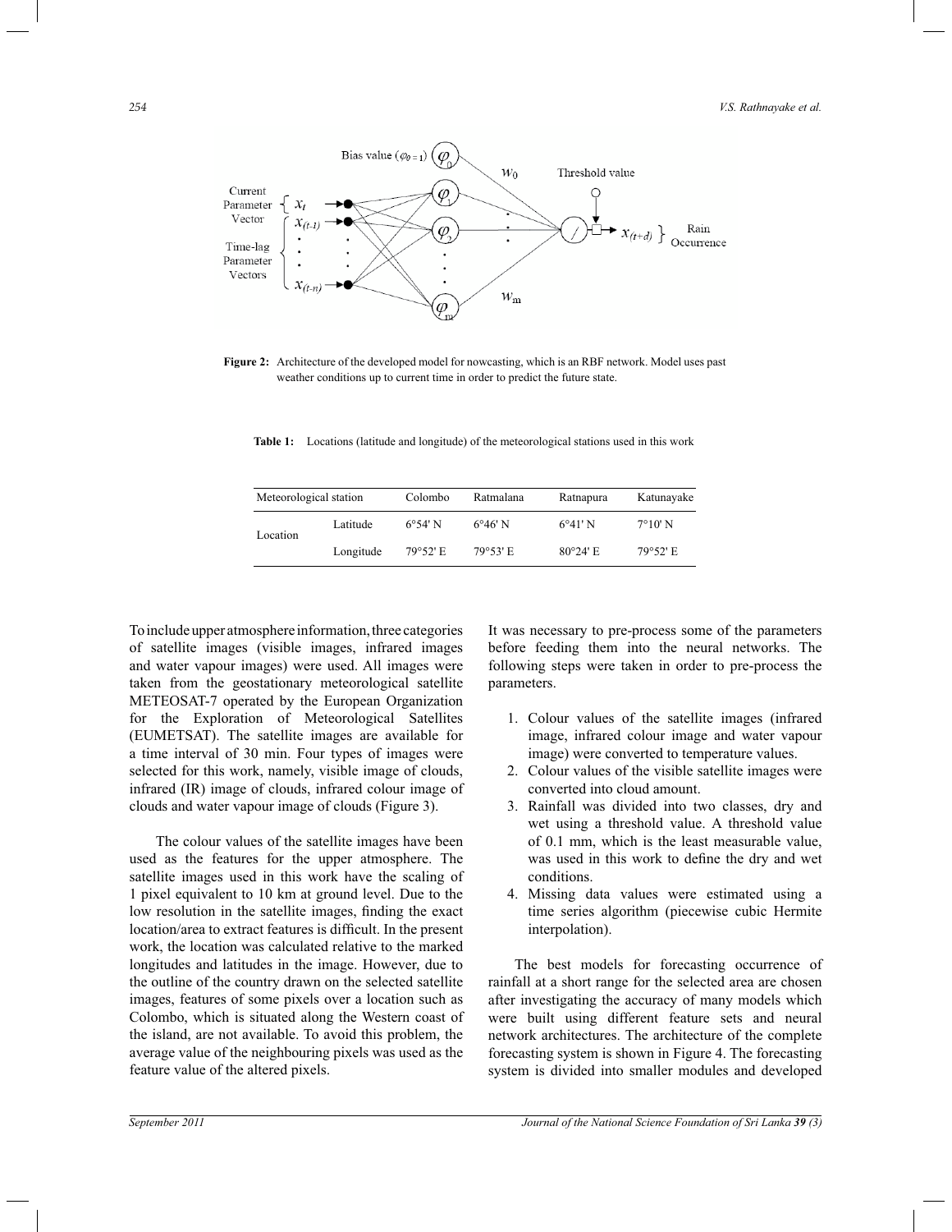Bias value ($\varphi_{0=1}$)

$\varphi_0$

$w_0$

Threshold value

Current Parameter Vector $\{ x_t$

Time-lag Parameter Vectors $x_{(t-1)}$ ... $x_{(t-n)}$

$\varphi_1$

$\varphi_2$

$\varphi_m$

$w_m$

$x_{(t+d)}$ } Rain Occurrence

**Figure 2:** Architecture of the developed model for nowcasting, which is an RBF network. Model uses past weather conditions up to current time in order to predict the future state.

**Table 1:** Locations (latitude and longitude) of the meteorological stations used in this work

| Meteorological station | | Colombo | Ratmalana | Ratnapura | Katunayake |
|---|---|---|---|---|---|
| Location | Latitude | 6°54' N | 6°46' N | 6°41' N | 7°10' N |
| | Longitude | 79°52' E | 79°53' E | 80°24' E | 79°52' E |

To include upper atmosphere information, three categories of satellite images (visible images, infrared images and water vapour images) were used. All images were taken from the geostationary meteorological satellite METEOSAT-7 operated by the European Organization for the Exploration of Meteorological Satellites (EUMETSAT). The satellite images are available for a time interval of 30 min. Four types of images were selected for this work, namely, visible image of clouds, infrared (IR) image of clouds, infrared colour image of clouds and water vapour image of clouds (Figure 3).

The colour values of the satellite images have been used as the features for the upper atmosphere. The satellite images used in this work have the scaling of 1 pixel equivalent to 10 km at ground level. Due to the low resolution in the satellite images, finding the exact location/area to extract features is difficult. In the present work, the location was calculated relative to the marked longitudes and latitudes in the image. However, due to the outline of the country drawn on the selected satellite images, features of some pixels over a location such as Colombo, which is situated along the Western coast of the island, are not available. To avoid this problem, the average value of the neighbouring pixels was used as the feature value of the altered pixels.

It was necessary to pre-process some of the parameters before feeding them into the neural networks. The following steps were taken in order to pre-process the parameters.

1. Colour values of the satellite images (infrared image, infrared colour image and water vapour image) were converted to temperature values.
2. Colour values of the visible satellite images were converted into cloud amount.
3. Rainfall was divided into two classes, dry and wet using a threshold value. A threshold value of 0.1 mm, which is the least measurable value, was used in this work to define the dry and wet conditions.
4. Missing data values were estimated using a time series algorithm (piecewise cubic Hermite interpolation).

The best models for forecasting occurrence of rainfall at a short range for the selected area are chosen after investigating the accuracy of many models which were built using different feature sets and neural network architectures. The architecture of the complete forecasting system is shown in Figure 4. The forecasting system is divided into smaller modules and developed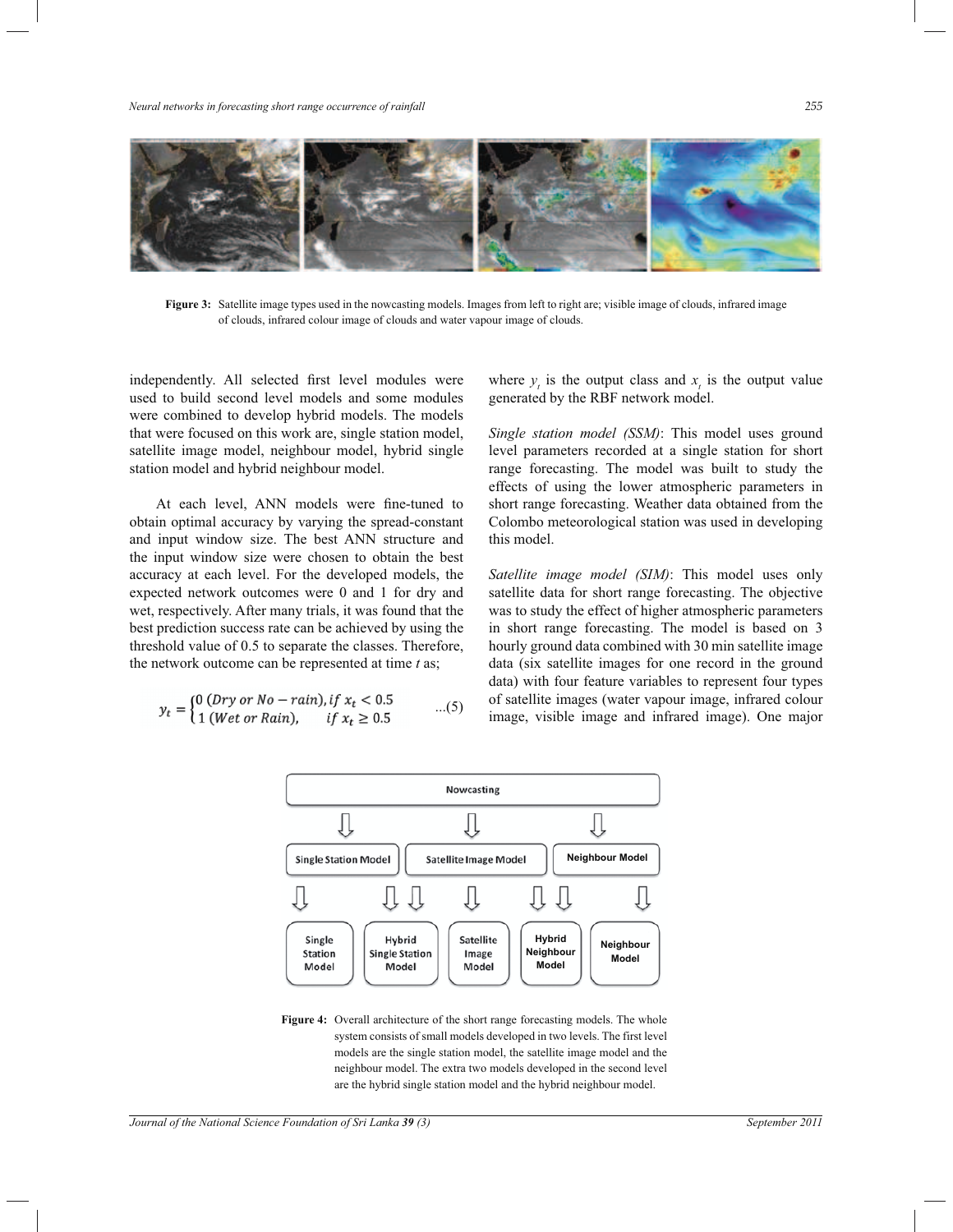Figure 3: Satellite image types used in the nowcasting models. Images from left to right are; visible image of clouds, infrared image of clouds, infrared colour image of clouds and water vapour image of clouds.

independently. All selected first level modules were used to build second level models and some modules were combined to develop hybrid models. The models that were focused on this work are, single station model, satellite image model, neighbour model, hybrid single station model and hybrid neighbour model.

At each level, ANN models were fine-tuned to obtain optimal accuracy by varying the spread-constant and input window size. The best ANN structure and the input window size were chosen to obtain the best accuracy at each level. For the developed models, the expected network outcomes were 0 and 1 for dry and wet, respectively. After many trials, it was found that the best prediction success rate can be achieved by using the threshold value of 0.5 to separate the classes. Therefore, the network outcome can be represented at time *t* as;

$$y_t = \begin{cases} 0 \ (Dry \ or \ No-rain), if \ x_t < 0.5 \\ 1 \ (Wet \ or \ Rain), \quad if \ x_t \geq 0.5 \end{cases} \qquad ...(5)$$

where $y_t$ is the output class and $x_t$ is the output value generated by the RBF network model.

*Single station model (SSM)*: This model uses ground level parameters recorded at a single station for short range forecasting. The model was built to study the effects of using the lower atmospheric parameters in short range forecasting. Weather data obtained from the Colombo meteorological station was used in developing this model.

*Satellite image model (SIM)*: This model uses only satellite data for short range forecasting. The objective was to study the effect of higher atmospheric parameters in short range forecasting. The model is based on 3 hourly ground data combined with 30 min satellite image data (six satellite images for one record in the ground data) with four feature variables to represent four types of satellite images (water vapour image, infrared colour image, visible image and infrared image). One major

Nowcasting

Single Station Model

Satellite Image Model

Neighbour Model

Single Station Model

Hybrid Single Station Model

Satellite Image Model

Hybrid Neighbour Model

Neighbour Model

Figure 4: Overall architecture of the short range forecasting models. The whole system consists of small models developed in two levels. The first level models are the single station model, the satellite image model and the neighbour model. The extra two models developed in the second level are the hybrid single station model and the hybrid neighbour model.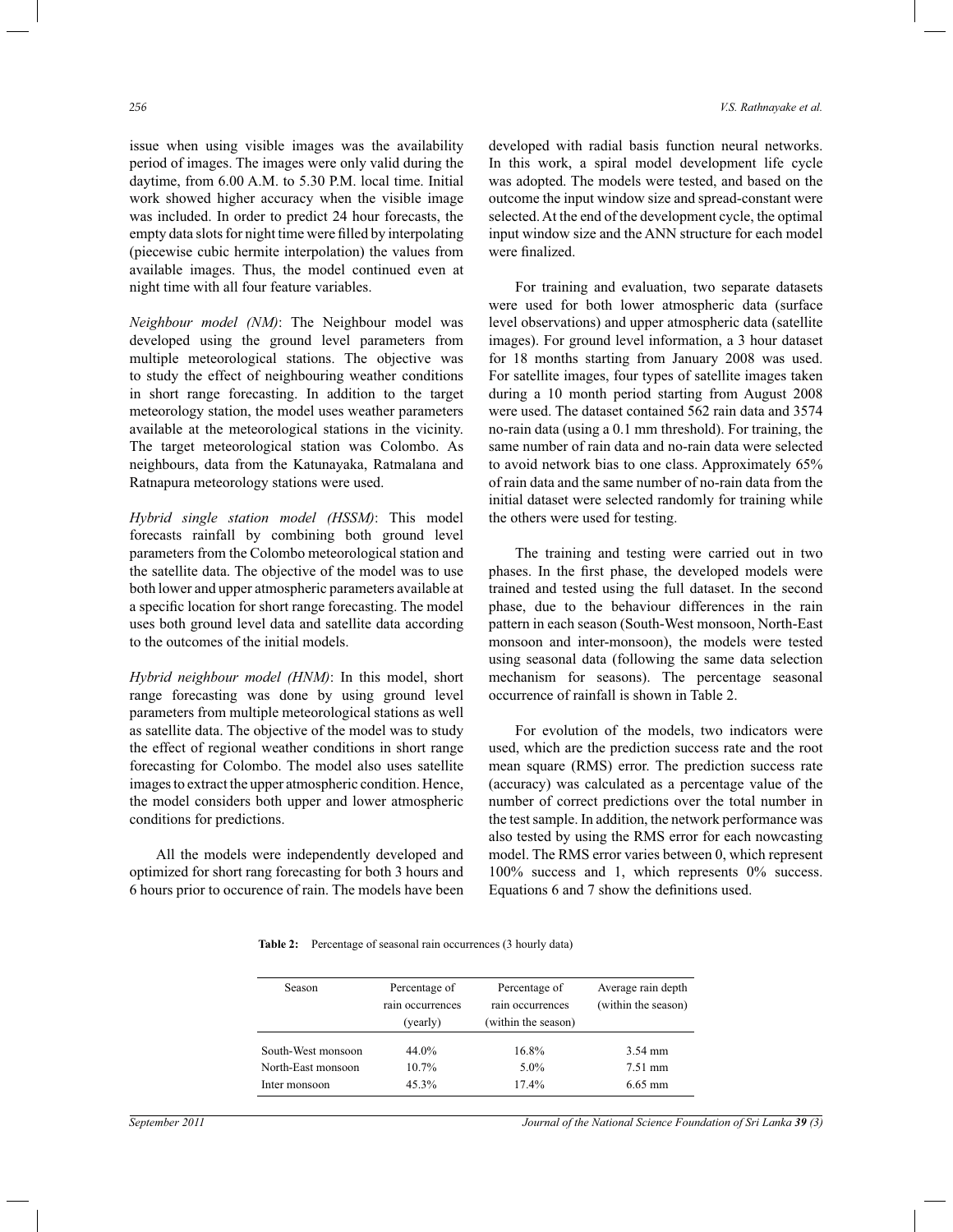issue when using visible images was the availability period of images. The images were only valid during the daytime, from 6.00 A.M. to 5.30 P.M. local time. Initial work showed higher accuracy when the visible image was included. In order to predict 24 hour forecasts, the empty data slots for night time were filled by interpolating (piecewise cubic hermite interpolation) the values from available images. Thus, the model continued even at night time with all four feature variables.

*Neighbour model (NM)*: The Neighbour model was developed using the ground level parameters from multiple meteorological stations. The objective was to study the effect of neighbouring weather conditions in short range forecasting. In addition to the target meteorology station, the model uses weather parameters available at the meteorological stations in the vicinity. The target meteorological station was Colombo. As neighbours, data from the Katunayaka, Ratmalana and Ratnapura meteorology stations were used.

*Hybrid single station model (HSSM)*: This model forecasts rainfall by combining both ground level parameters from the Colombo meteorological station and the satellite data. The objective of the model was to use both lower and upper atmospheric parameters available at a specific location for short range forecasting. The model uses both ground level data and satellite data according to the outcomes of the initial models.

*Hybrid neighbour model (HNM)*: In this model, short range forecasting was done by using ground level parameters from multiple meteorological stations as well as satellite data. The objective of the model was to study the effect of regional weather conditions in short range forecasting for Colombo. The model also uses satellite images to extract the upper atmospheric condition. Hence, the model considers both upper and lower atmospheric conditions for predictions.

All the models were independently developed and optimized for short rang forecasting for both 3 hours and 6 hours prior to occurence of rain. The models have been developed with radial basis function neural networks. In this work, a spiral model development life cycle was adopted. The models were tested, and based on the outcome the input window size and spread-constant were selected. At the end of the development cycle, the optimal input window size and the ANN structure for each model were finalized.

For training and evaluation, two separate datasets were used for both lower atmospheric data (surface level observations) and upper atmospheric data (satellite images). For ground level information, a 3 hour dataset for 18 months starting from January 2008 was used. For satellite images, four types of satellite images taken during a 10 month period starting from August 2008 were used. The dataset contained 562 rain data and 3574 no-rain data (using a 0.1 mm threshold). For training, the same number of rain data and no-rain data were selected to avoid network bias to one class. Approximately 65% of rain data and the same number of no-rain data from the initial dataset were selected randomly for training while the others were used for testing.

The training and testing were carried out in two phases. In the first phase, the developed models were trained and tested using the full dataset. In the second phase, due to the behaviour differences in the rain pattern in each season (South-West monsoon, North-East monsoon and inter-monsoon), the models were tested using seasonal data (following the same data selection mechanism for seasons). The percentage seasonal occurrence of rainfall is shown in Table 2.

For evolution of the models, two indicators were used, which are the prediction success rate and the root mean square (RMS) error. The prediction success rate (accuracy) was calculated as a percentage value of the number of correct predictions over the total number in the test sample. In addition, the network performance was also tested by using the RMS error for each nowcasting model. The RMS error varies between 0, which represent 100% success and 1, which represents 0% success. Equations 6 and 7 show the definitions used.

**Table 2:** Percentage of seasonal rain occurrences (3 hourly data)

| Season | Percentage of rain occurrences (yearly) | Percentage of rain occurrences (within the season) | Average rain depth (within the season) |
|---|---|---|---|
| South-West monsoon | 44.0% | 16.8% | 3.54 mm |
| North-East monsoon | 10.7% | 5.0% | 7.51 mm |
| Inter monsoon | 45.3% | 17.4% | 6.65 mm |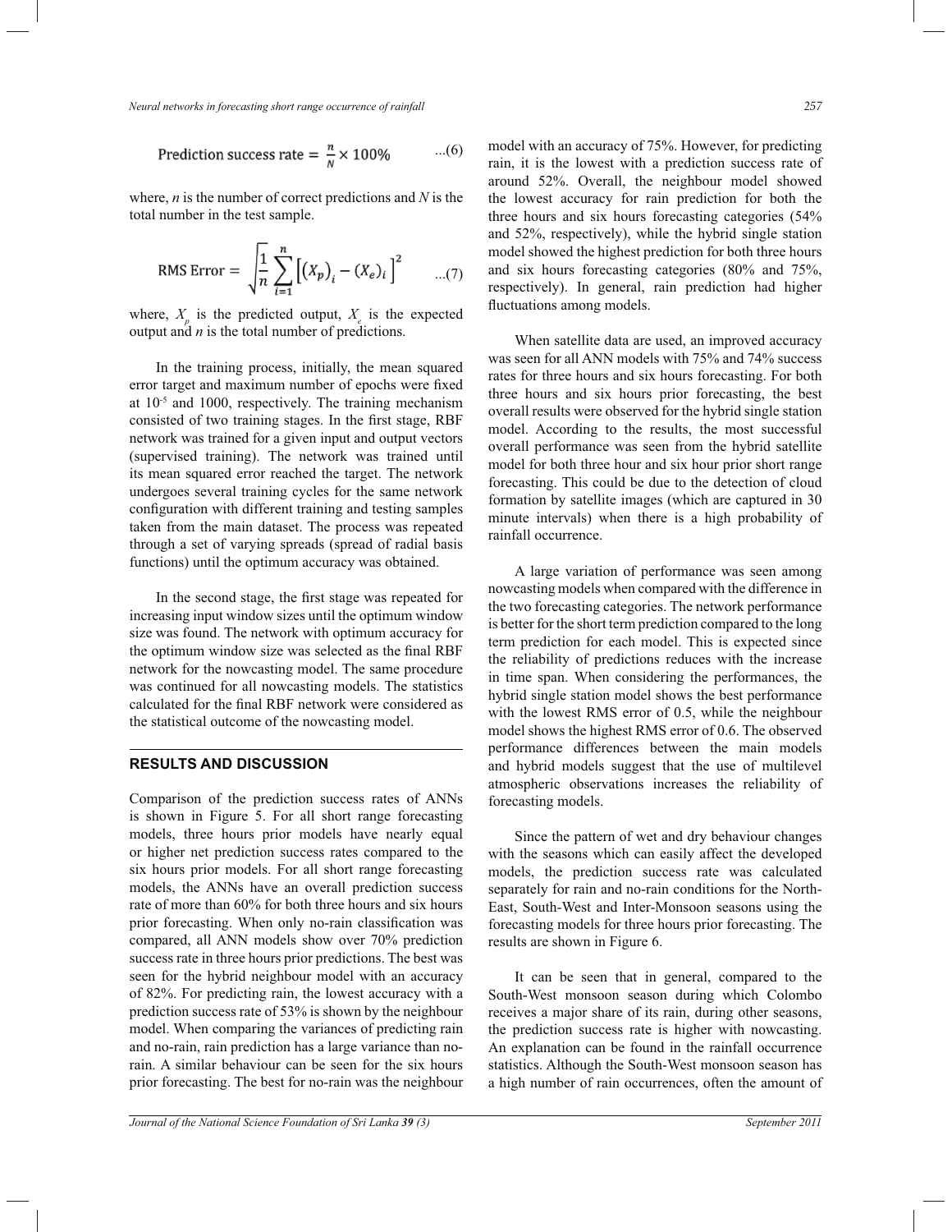$$\text{Prediction success rate} = \frac{n}{N} \times 100\% \qquad \text{...(6)}$$

where, $n$ is the number of correct predictions and $N$ is the total number in the test sample.

$$\text{RMS Error} = \sqrt{\frac{1}{n}\sum_{i=1}^{n}\left[(X_p)_i - (X_e)_i\right]^2} \qquad \text{...(7)}$$

where, $X_p$ is the predicted output, $X_e$ is the expected output and $n$ is the total number of predictions.

In the training process, initially, the mean squared error target and maximum number of epochs were fixed at $10^{-5}$ and 1000, respectively. The training mechanism consisted of two training stages. In the first stage, RBF network was trained for a given input and output vectors (supervised training). The network was trained until its mean squared error reached the target. The network undergoes several training cycles for the same network configuration with different training and testing samples taken from the main dataset. The process was repeated through a set of varying spreads (spread of radial basis functions) until the optimum accuracy was obtained.

In the second stage, the first stage was repeated for increasing input window sizes until the optimum window size was found. The network with optimum accuracy for the optimum window size was selected as the final RBF network for the nowcasting model. The same procedure was continued for all nowcasting models. The statistics calculated for the final RBF network were considered as the statistical outcome of the nowcasting model.

## RESULTS AND DISCUSSION

Comparison of the prediction success rates of ANNs is shown in Figure 5. For all short range forecasting models, three hours prior models have nearly equal or higher net prediction success rates compared to the six hours prior models. For all short range forecasting models, the ANNs have an overall prediction success rate of more than 60% for both three hours and six hours prior forecasting. When only no-rain classification was compared, all ANN models show over 70% prediction success rate in three hours prior predictions. The best was seen for the hybrid neighbour model with an accuracy of 82%. For predicting rain, the lowest accuracy with a prediction success rate of 53% is shown by the neighbour model. When comparing the variances of predicting rain and no-rain, rain prediction has a large variance than no-rain. A similar behaviour can be seen for the six hours prior forecasting. The best for no-rain was the neighbour model with an accuracy of 75%. However, for predicting rain, it is the lowest with a prediction success rate of around 52%. Overall, the neighbour model showed the lowest accuracy for rain prediction for both the three hours and six hours forecasting categories (54% and 52%, respectively), while the hybrid single station model showed the highest prediction for both three hours and six hours forecasting categories (80% and 75%, respectively). In general, rain prediction had higher fluctuations among models.

When satellite data are used, an improved accuracy was seen for all ANN models with 75% and 74% success rates for three hours and six hours forecasting. For both three hours and six hours prior forecasting, the best overall results were observed for the hybrid single station model. According to the results, the most successful overall performance was seen from the hybrid satellite model for both three hour and six hour prior short range forecasting. This could be due to the detection of cloud formation by satellite images (which are captured in 30 minute intervals) when there is a high probability of rainfall occurrence.

A large variation of performance was seen among nowcasting models when compared with the difference in the two forecasting categories. The network performance is better for the short term prediction compared to the long term prediction for each model. This is expected since the reliability of predictions reduces with the increase in time span. When considering the performances, the hybrid single station model shows the best performance with the lowest RMS error of 0.5, while the neighbour model shows the highest RMS error of 0.6. The observed performance differences between the main models and hybrid models suggest that the use of multilevel atmospheric observations increases the reliability of forecasting models.

Since the pattern of wet and dry behaviour changes with the seasons which can easily affect the developed models, the prediction success rate was calculated separately for rain and no-rain conditions for the North-East, South-West and Inter-Monsoon seasons using the forecasting models for three hours prior forecasting. The results are shown in Figure 6.

It can be seen that in general, compared to the South-West monsoon season during which Colombo receives a major share of its rain, during other seasons, the prediction success rate is higher with nowcasting. An explanation can be found in the rainfall occurrence statistics. Although the South-West monsoon season has a high number of rain occurrences, often the amount of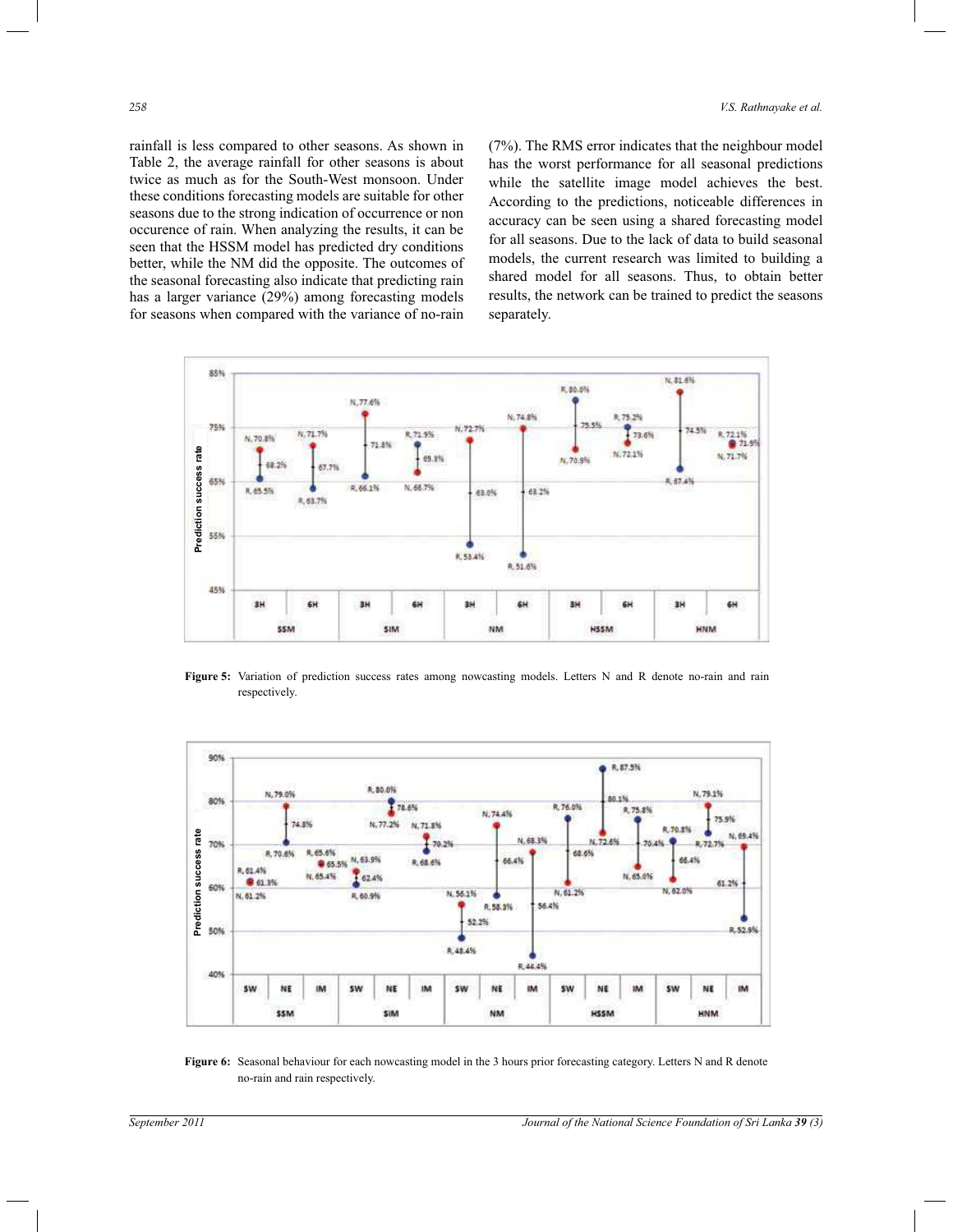rainfall is less compared to other seasons. As shown in Table 2, the average rainfall for other seasons is about twice as much as for the South-West monsoon. Under these conditions forecasting models are suitable for other seasons due to the strong indication of occurrence or non occurence of rain. When analyzing the results, it can be seen that the HSSM model has predicted dry conditions better, while the NM did the opposite. The outcomes of the seasonal forecasting also indicate that predicting rain has a larger variance (29%) among forecasting models for seasons when compared with the variance of no-rain (7%). The RMS error indicates that the neighbour model has the worst performance for all seasonal predictions while the satellite image model achieves the best. According to the predictions, noticeable differences in accuracy can be seen using a shared forecasting model for all seasons. Due to the lack of data to build seasonal models, the current research was limited to building a shared model for all seasons. Thus, to obtain better results, the network can be trained to predict the seasons separately.

Prediction success rate

85%
75%
65%
55%
45%

N, 70.8%
68.2%
R, 65.5%
N, 71.7%
67.7%
R, 63.7%
N, 77.6%
71.8%
R, 66.1%
R, 71.9%
69.3%
N, 66.7%
N, 72.7%
63.0%
R, 53.4%
N, 74.8%
63.2%
R, 51.6%
R, 80.0%
75.5%
N, 70.9%
R, 75.2%
73.6%
N, 72.1%
N, 81.6%
74.5%
R, 67.4%
R, 72.1%
71.9%
N, 71.7%

3H 6H 3H 6H 3H 6H 3H 6H 3H 6H
SSM SIM NM HSSM HNM

**Figure 5:** Variation of prediction success rates among nowcasting models. Letters N and R denote no-rain and rain respectively.

Prediction success rate

90%
80%
70%
60%
50%
40%

R, 61.4%
61.3%
N, 61.2%
N, 79.0%
74.8%
R, 70.6%
R, 65.6%
65.5%
N, 65.4%
N, 63.9%
62.4%
R, 60.9%
R, 80.0%
78.6%
N, 77.2%
N, 71.8%
70.2%
R, 68.6%
N, 56.1%
52.2%
R, 48.4%
N, 74.4%
66.4%
R, 58.3%
N, 68.3%
56.4%
R, 44.4%
R, 76.0%
68.6%
N, 61.2%
R, 87.5%
80.1%
N, 72.6%
R, 75.8%
70.4%
N, 65.0%
R, 70.8%
66.4%
N, 62.0%
N, 79.1%
75.9%
R, 72.7%
N, 69.4%
61.2%
R, 52.9%

SW NE IM SW NE IM SW NE IM SW NE IM SW NE IM
SSM SIM NM HSSM HNM

**Figure 6:** Seasonal behaviour for each nowcasting model in the 3 hours prior forecasting category. Letters N and R denote no-rain and rain respectively.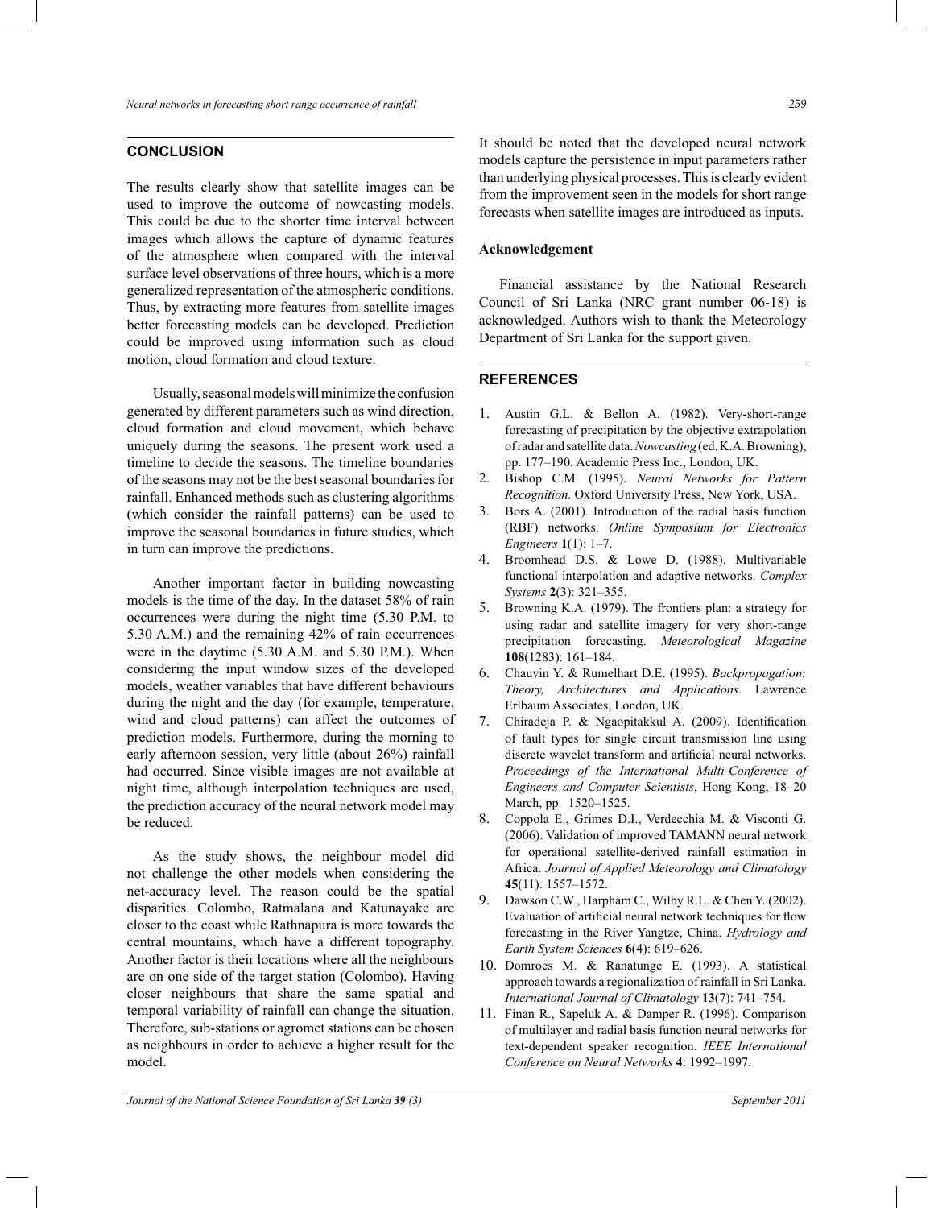## CONCLUSION

The results clearly show that satellite images can be used to improve the outcome of nowcasting models. This could be due to the shorter time interval between images which allows the capture of dynamic features of the atmosphere when compared with the interval surface level observations of three hours, which is a more generalized representation of the atmospheric conditions. Thus, by extracting more features from satellite images better forecasting models can be developed. Prediction could be improved using information such as cloud motion, cloud formation and cloud texture.

Usually, seasonal models will minimize the confusion generated by different parameters such as wind direction, cloud formation and cloud movement, which behave uniquely during the seasons. The present work used a timeline to decide the seasons. The timeline boundaries of the seasons may not be the best seasonal boundaries for rainfall. Enhanced methods such as clustering algorithms (which consider the rainfall patterns) can be used to improve the seasonal boundaries in future studies, which in turn can improve the predictions.

Another important factor in building nowcasting models is the time of the day. In the dataset 58% of rain occurrences were during the night time (5.30 P.M. to 5.30 A.M.) and the remaining 42% of rain occurrences were in the daytime (5.30 A.M. and 5.30 P.M.). When considering the input window sizes of the developed models, weather variables that have different behaviours during the night and the day (for example, temperature, wind and cloud patterns) can affect the outcomes of prediction models. Furthermore, during the morning to early afternoon session, very little (about 26%) rainfall had occurred. Since visible images are not available at night time, although interpolation techniques are used, the prediction accuracy of the neural network model may be reduced.

As the study shows, the neighbour model did not challenge the other models when considering the net-accuracy level. The reason could be the spatial disparities. Colombo, Ratmalana and Katunayake are closer to the coast while Rathnapura is more towards the central mountains, which have a different topography. Another factor is their locations where all the neighbours are on one side of the target station (Colombo). Having closer neighbours that share the same spatial and temporal variability of rainfall can change the situation. Therefore, sub-stations or agromet stations can be chosen as neighbours in order to achieve a higher result for the model.

It should be noted that the developed neural network models capture the persistence in input parameters rather than underlying physical processes. This is clearly evident from the improvement seen in the models for short range forecasts when satellite images are introduced as inputs.

### Acknowledgement

Financial assistance by the National Research Council of Sri Lanka (NRC grant number 06-18) is acknowledged. Authors wish to thank the Meteorology Department of Sri Lanka for the support given.

## REFERENCES

1. Austin G.L. & Bellon A. (1982). Very-short-range forecasting of precipitation by the objective extrapolation of radar and satellite data. *Nowcasting* (ed. K.A. Browning), pp. 177–190. Academic Press Inc., London, UK.
2. Bishop C.M. (1995). *Neural Networks for Pattern Recognition*. Oxford University Press, New York, USA.
3. Bors A. (2001). Introduction of the radial basis function (RBF) networks. *Online Symposium for Electronics Engineers* **1**(1): 1–7.
4. Broomhead D.S. & Lowe D. (1988). Multivariable functional interpolation and adaptive networks. *Complex Systems* **2**(3): 321–355.
5. Browning K.A. (1979). The frontiers plan: a strategy for using radar and satellite imagery for very short-range precipitation forecasting. *Meteorological Magazine* **108**(1283): 161–184.
6. Chauvin Y. & Rumelhart D.E. (1995). *Backpropagation: Theory, Architectures and Applications*. Lawrence Erlbaum Associates, London, UK.
7. Chiradeja P. & Ngaopitakkul A. (2009). Identification of fault types for single circuit transmission line using discrete wavelet transform and artificial neural networks. *Proceedings of the International Multi-Conference of Engineers and Computer Scientists*, Hong Kong, 18–20 March, pp. 1520–1525.
8. Coppola E., Grimes D.I., Verdecchia M. & Visconti G. (2006). Validation of improved TAMANN neural network for operational satellite-derived rainfall estimation in Africa. *Journal of Applied Meteorology and Climatology* **45**(11): 1557–1572.
9. Dawson C.W., Harpham C., Wilby R.L. & Chen Y. (2002). Evaluation of artificial neural network techniques for flow forecasting in the River Yangtze, China. *Hydrology and Earth System Sciences* **6**(4): 619–626.
10. Domroes M. & Ranatunge E. (1993). A statistical approach towards a regionalization of rainfall in Sri Lanka. *International Journal of Climatology* **13**(7): 741–754.
11. Finan R., Sapeluk A. & Damper R. (1996). Comparison of multilayer and radial basis function neural networks for text-dependent speaker recognition. *IEEE International Conference on Neural Networks* **4**: 1992–1997.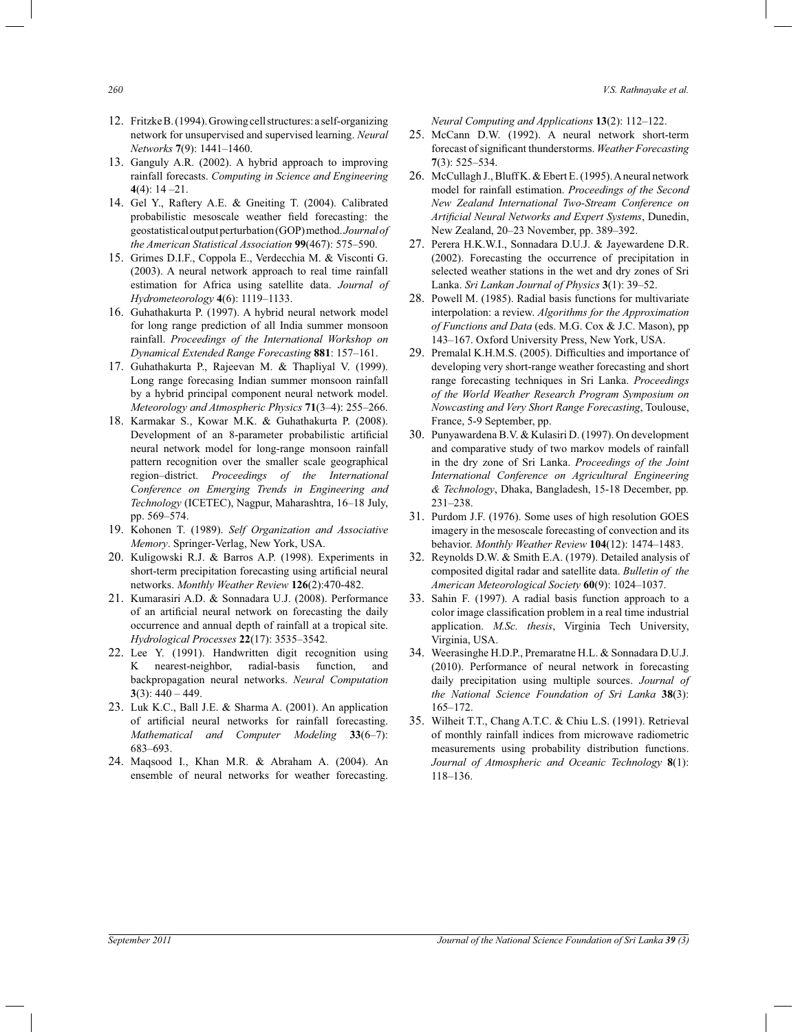12. Fritzke B. (1994). Growing cell structures: a self-organizing network for unsupervised and supervised learning. *Neural Networks* **7**(9): 1441–1460.
13. Ganguly A.R. (2002). A hybrid approach to improving rainfall forecasts. *Computing in Science and Engineering* **4**(4): 14 –21.
14. Gel Y., Raftery A.E. & Gneiting T. (2004). Calibrated probabilistic mesoscale weather field forecasting: the geostatistical output perturbation (GOP) method. *Journal of the American Statistical Association* **99**(467): 575–590.
15. Grimes D.I.F., Coppola E., Verdecchia M. & Visconti G. (2003). A neural network approach to real time rainfall estimation for Africa using satellite data. *Journal of Hydrometeorology* **4**(6): 1119–1133.
16. Guhathakurta P. (1997). A hybrid neural network model for long range prediction of all India summer monsoon rainfall. *Proceedings of the International Workshop on Dynamical Extended Range Forecasting* **881**: 157–161.
17. Guhathakurta P., Rajeevan M. & Thapliyal V. (1999). Long range forecasing Indian summer monsoon rainfall by a hybrid principal component neural network model. *Meteorology and Atmospheric Physics* **71**(3–4): 255–266.
18. Karmakar S., Kowar M.K. & Guhathakurta P. (2008). Development of an 8-parameter probabilistic artificial neural network model for long-range monsoon rainfall pattern recognition over the smaller scale geographical region–district. *Proceedings of the International Conference on Emerging Trends in Engineering and Technology* (ICETEC), Nagpur, Maharashtra, 16–18 July, pp. 569–574.
19. Kohonen T. (1989). *Self Organization and Associative Memory*. Springer-Verlag, New York, USA.
20. Kuligowski R.J. & Barros A.P. (1998). Experiments in short-term precipitation forecasting using artificial neural networks. *Monthly Weather Review* **126**(2):470-482.
21. Kumarasiri A.D. & Sonnadara U.J. (2008). Performance of an artificial neural network on forecasting the daily occurrence and annual depth of rainfall at a tropical site. *Hydrological Processes* **22**(17): 3535–3542.
22. Lee Y. (1991). Handwritten digit recognition using K nearest-neighbor, radial-basis function, and backpropagation neural networks. *Neural Computation* **3**(3): 440 – 449.
23. Luk K.C., Ball J.E. & Sharma A. (2001). An application of artificial neural networks for rainfall forecasting. *Mathematical and Computer Modeling* **33**(6–7): 683–693.
24. Maqsood I., Khan M.R. & Abraham A. (2004). An ensemble of neural networks for weather forecasting. *Neural Computing and Applications* **13**(2): 112–122.
25. McCann D.W. (1992). A neural network short-term forecast of significant thunderstorms. *Weather Forecasting* **7**(3): 525–534.
26. McCullagh J., Bluff K. & Ebert E. (1995). A neural network model for rainfall estimation. *Proceedings of the Second New Zealand International Two-Stream Conference on Artificial Neural Networks and Expert Systems*, Dunedin, New Zealand, 20–23 November, pp. 389–392.
27. Perera H.K.W.I., Sonnadara D.U.J. & Jayewardene D.R. (2002). Forecasting the occurrence of precipitation in selected weather stations in the wet and dry zones of Sri Lanka. *Sri Lankan Journal of Physics* **3**(1): 39–52.
28. Powell M. (1985). Radial basis functions for multivariate interpolation: a review. *Algorithms for the Approximation of Functions and Data* (eds. M.G. Cox & J.C. Mason), pp 143–167. Oxford University Press, New York, USA.
29. Premalal K.H.M.S. (2005). Difficulties and importance of developing very short-range weather forecasting and short range forecasting techniques in Sri Lanka. *Proceedings of the World Weather Research Program Symposium on Nowcasting and Very Short Range Forecasting*, Toulouse, France, 5-9 September, pp.
30. Punyawardena B.V. & Kulasiri D. (1997). On development and comparative study of two markov models of rainfall in the dry zone of Sri Lanka. *Proceedings of the Joint International Conference on Agricultural Engineering & Technology*, Dhaka, Bangladesh, 15-18 December, pp. 231–238.
31. Purdom J.F. (1976). Some uses of high resolution GOES imagery in the mesoscale forecasting of convection and its behavior. *Monthly Weather Review* **104**(12): 1474–1483.
32. Reynolds D.W. & Smith E.A. (1979). Detailed analysis of composited digital radar and satellite data. *Bulletin of the American Meteorological Society* **60**(9): 1024–1037.
33. Sahin F. (1997). A radial basis function approach to a color image classification problem in a real time industrial application. *M.Sc. thesis*, Virginia Tech University, Virginia, USA.
34. Weerasinghe H.D.P., Premaratne H.L. & Sonnadara D.U.J. (2010). Performance of neural network in forecasting daily precipitation using multiple sources. *Journal of the National Science Foundation of Sri Lanka* **38**(3): 165–172.
35. Wilheit T.T., Chang A.T.C. & Chiu L.S. (1991). Retrieval of monthly rainfall indices from microwave radiometric measurements using probability distribution functions. *Journal of Atmospheric and Oceanic Technology* **8**(1): 118–136.